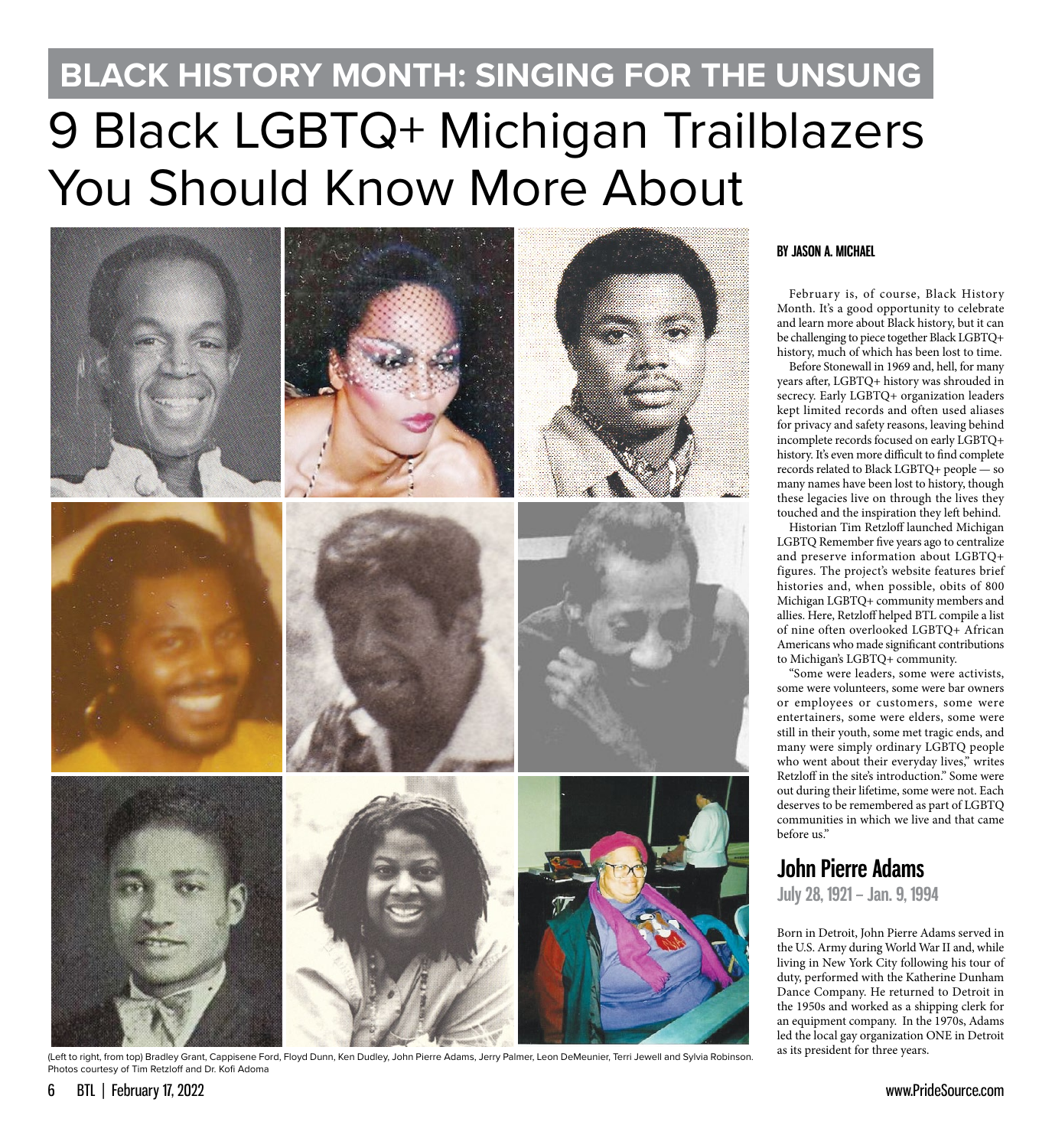# BLACK HISTORY MONTH: SINGING FOR THE UNSUNG

# 9 Black LGBTQ+ Michigan Trailblazers You Should Know More About

(Left to right, from top) Bradley Grant, Cappisene Ford, Floyd Dunn, Ken Dudley, John Pierre Adams, Jerry Palmer, Leon DeMeunier, Terri Jewell and Sylvia Robinson. Photos courtesy of Tim Retzloff and Dr. Kofi Adoma

**BY JASON A. MICHAEL**

February is, of course, Black History Month. It's a good opportunity to celebrate and learn more about Black history, but it can be challenging to piece together Black LGBTQ+ history, much of which has been lost to time.

Before Stonewall in 1969 and, hell, for many years after, LGBTQ+ history was shrouded in secrecy. Early LGBTQ+ organization leaders kept limited records and often used aliases for privacy and safety reasons, leaving behind incomplete records focused on early LGBTQ+ history. It's even more difficult to find complete records related to Black LGBTQ+ people — so many names have been lost to history, though these legacies live on through the lives they touched and the inspiration they left behind.

Historian Tim Retzloff launched Michigan LGBTQ Remember five years ago to centralize and preserve information about LGBTQ+ figures. The project's website features brief histories and, when possible, obits of 800 Michigan LGBTQ+ community members and allies. Here, Retzloff helped BTL compile a list of nine often overlooked LGBTQ+ African Americans who made significant contributions to Michigan's LGBTQ+ community.

"Some were leaders, some were activists, some were volunteers, some were bar owners or employees or customers, some were entertainers, some were elders, some were still in their youth, some met tragic ends, and many were simply ordinary LGBTQ people who went about their everyday lives," writes Retzloff in the site's introduction." Some were out during their lifetime, some were not. Each deserves to be remembered as part of LGBTQ communities in which we live and that came before us."

## John Pierre Adams

**July 28, 1921 – Jan. 9, 1994**

Born in Detroit, John Pierre Adams served in the U.S. Army during World War II and, while living in New York City following his tour of duty, performed with the Katherine Dunham Dance Company. He returned to Detroit in the 1950s and worked as a shipping clerk for an equipment company. In the 1970s, Adams led the local gay organization ONE in Detroit as its president for three years.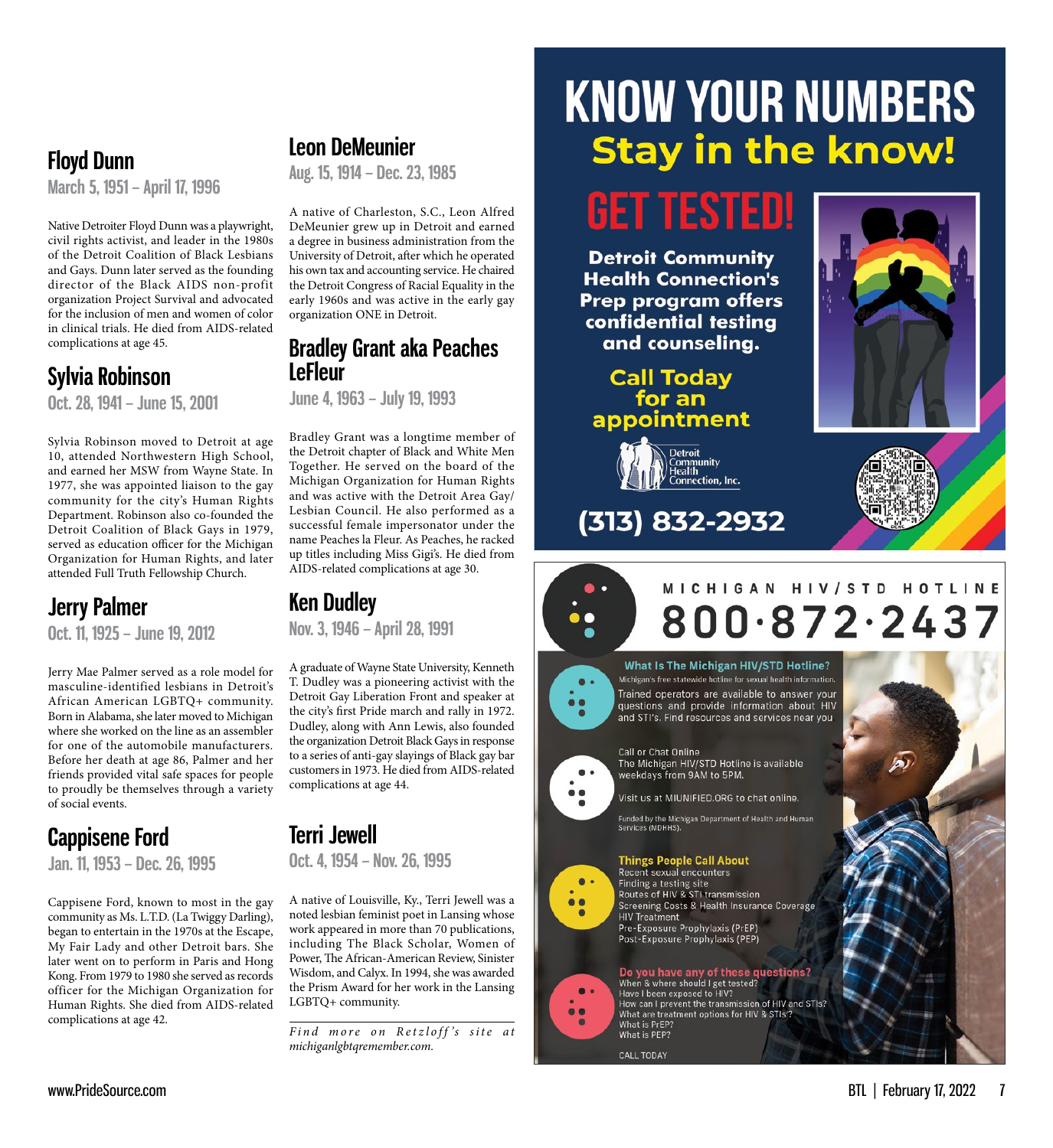## Floyd Dunn

March 5, 1951 – April 17, 1996

Native Detroiter Floyd Dunn was a playwright, civil rights activist, and leader in the 1980s of the Detroit Coalition of Black Lesbians and Gays. Dunn later served as the founding director of the Black AIDS non-profit organization Project Survival and advocated for the inclusion of men and women of color in clinical trials. He died from AIDS-related complications at age 45.

## Sylvia Robinson

Oct. 28, 1941 – June 15, 2001

Sylvia Robinson moved to Detroit at age 10, attended Northwestern High School, and earned her MSW from Wayne State. In 1977, she was appointed liaison to the gay community for the city's Human Rights Department. Robinson also co-founded the Detroit Coalition of Black Gays in 1979, served as education officer for the Michigan Organization for Human Rights, and later attended Full Truth Fellowship Church.

## Jerry Palmer

Oct. 11, 1925 – June 19, 2012

Jerry Mae Palmer served as a role model for masculine-identified lesbians in Detroit's African American LGBTQ+ community. Born in Alabama, she later moved to Michigan where she worked on the line as an assembler for one of the automobile manufacturers. Before her death at age 86, Palmer and her friends provided vital safe spaces for people to proudly be themselves through a variety of social events.

## Cappisene Ford

Jan. 11, 1953 – Dec. 26, 1995

Cappisene Ford, known to most in the gay community as Ms. L.T.D. (La Twiggy Darling), began to entertain in the 1970s at the Escape, My Fair Lady and other Detroit bars. She later went on to perform in Paris and Hong Kong. From 1979 to 1980 she served as records officer for the Michigan Organization for Human Rights. She died from AIDS-related complications at age 42.

## Leon DeMeunier

Aug. 15, 1914 – Dec. 23, 1985

A native of Charleston, S.C., Leon Alfred DeMeunier grew up in Detroit and earned a degree in business administration from the University of Detroit, after which he operated his own tax and accounting service. He chaired the Detroit Congress of Racial Equality in the early 1960s and was active in the early gay organization ONE in Detroit.

## Bradley Grant aka Peaches LeFleur

June 4, 1963 – July 19, 1993

Bradley Grant was a longtime member of the Detroit chapter of Black and White Men Together. He served on the board of the Michigan Organization for Human Rights and was active with the Detroit Area Gay/Lesbian Council. He also performed as a successful female impersonator under the name Peaches la Fleur. As Peaches, he racked up titles including Miss Gigi's. He died from AIDS-related complications at age 30.

## Ken Dudley

Nov. 3, 1946 – April 28, 1991

A graduate of Wayne State University, Kenneth T. Dudley was a pioneering activist with the Detroit Gay Liberation Front and speaker at the city's first Pride march and rally in 1972. Dudley, along with Ann Lewis, also founded the organization Detroit Black Gays in response to a series of anti-gay slayings of Black gay bar customers in 1973. He died from AIDS-related complications at age 44.

## Terri Jewell

Oct. 4, 1954 – Nov. 26, 1995

A native of Louisville, Ky., Terri Jewell was a noted lesbian feminist poet in Lansing whose work appeared in more than 70 publications, including The Black Scholar, Women of Power, The African-American Review, Sinister Wisdom, and Calyx. In 1994, she was awarded the Prism Award for her work in the Lansing LGBTQ+ community.

*Find more on Retzloff's site at michiganlgbtqremember.com.*

---

# KNOW YOUR NUMBERS

**Stay in the know!**

## GET TESTED!

**Detroit Community Health Connection's Prep program offers confidential testing and counseling.**

**Call Today for an appointment**

Detroit Community Health Connection, Inc.

**(313) 832-2932**

---

MICHIGAN HIV/STD HOTLINE

# 800·872·2437

**What Is The Michigan HIV/STD Hotline?**

Michigan's free statewide hotline for sexual health information.

Trained operators are available to answer your questions and provide information about HIV and STI's. Find resources and services near you

Call or Chat Online

The Michigan HIV/STD Hotline is available weekdays from 9AM to 5PM.

Visit us at MIUNIFIED.ORG to chat online.

Funded by the Michigan Department of Health and Human Services (MDHHS).

**Things People Call About**

- Recent sexual encounters
- Finding a testing site
- Routes of HIV & STI transmission
- Screening Costs & Health Insurance Coverage
- HIV Treatment
- Pre-Exposure Prophylaxis (PrEP)
- Post-Exposure Prophylaxis (PEP)

**Do you have any of these questions?**

- When & where should I get tested?
- Have I been exposed to HIV?
- How can I prevent the transmission of HIV and STIs?
- What are treatment options for HIV & STIs?
- What is PrEP?
- What is PEP?

CALL TODAY